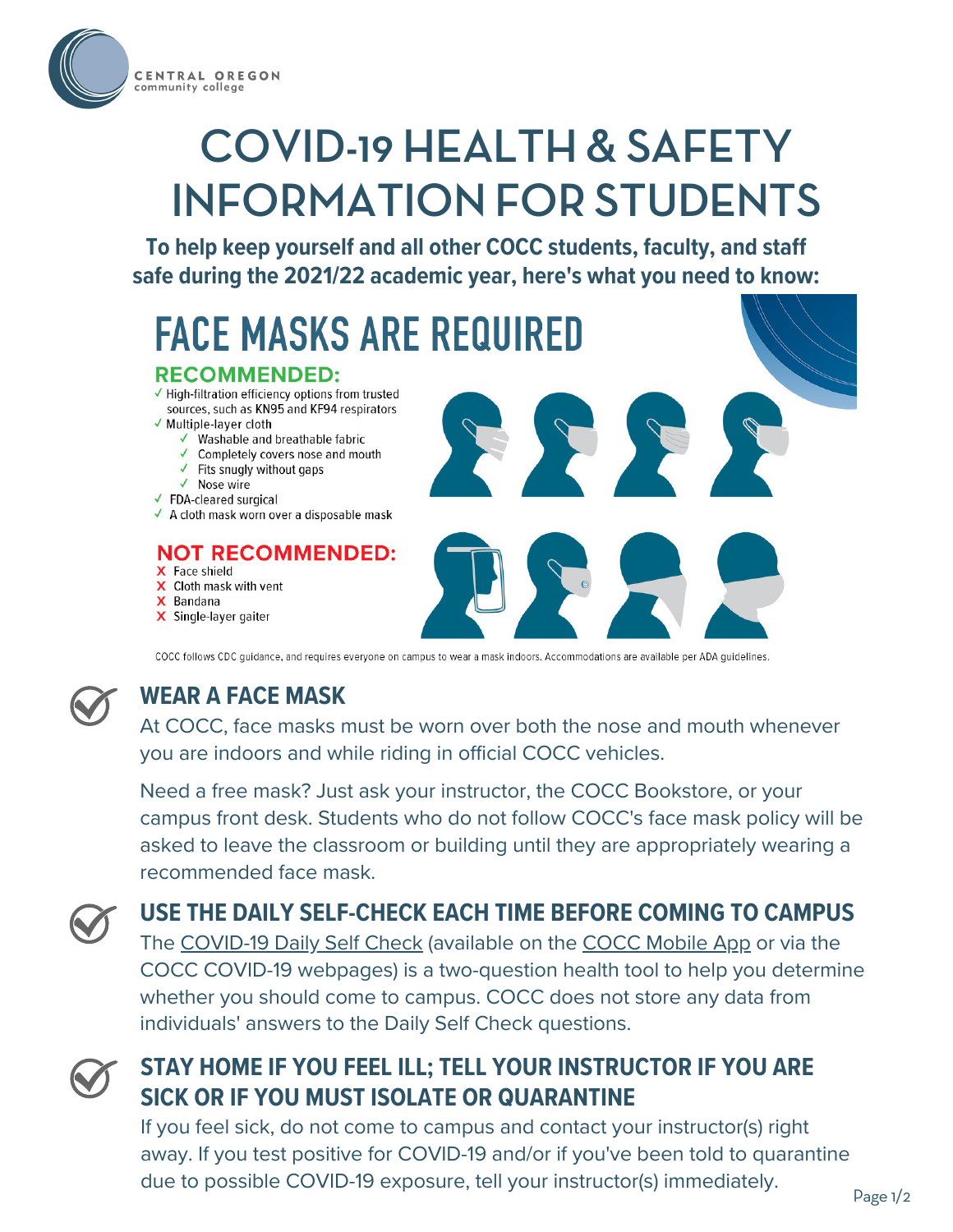CENTRAL OREGON
community college

# COVID-19 HEALTH & SAFETY INFORMATION FOR STUDENTS

**To help keep yourself and all other COCC students, faculty, and staff safe during the 2021/22 academic year, here's what you need to know:**

## FACE MASKS ARE REQUIRED

### RECOMMENDED:

- ✓ High-filtration efficiency options from trusted sources, such as KN95 and KF94 respirators
- ✓ Multiple-layer cloth
  - ✓ Washable and breathable fabric
  - ✓ Completely covers nose and mouth
  - ✓ Fits snugly without gaps
  - ✓ Nose wire
- ✓ FDA-cleared surgical
- ✓ A cloth mask worn over a disposable mask

### NOT RECOMMENDED:

- X Face shield
- X Cloth mask with vent
- X Bandana
- X Single-layer gaiter

COCC follows CDC guidance, and requires everyone on campus to wear a mask indoors. Accommodations are available per ADA guidelines.

## WEAR A FACE MASK

At COCC, face masks must be worn over both the nose and mouth whenever you are indoors and while riding in official COCC vehicles.

Need a free mask? Just ask your instructor, the COCC Bookstore, or your campus front desk. Students who do not follow COCC's face mask policy will be asked to leave the classroom or building until they are appropriately wearing a recommended face mask.

## USE THE DAILY SELF-CHECK EACH TIME BEFORE COMING TO CAMPUS

The COVID-19 Daily Self Check (available on the COCC Mobile App or via the COCC COVID-19 webpages) is a two-question health tool to help you determine whether you should come to campus. COCC does not store any data from individuals' answers to the Daily Self Check questions.

## STAY HOME IF YOU FEEL ILL; TELL YOUR INSTRUCTOR IF YOU ARE SICK OR IF YOU MUST ISOLATE OR QUARANTINE

If you feel sick, do not come to campus and contact your instructor(s) right away. If you test positive for COVID-19 and/or if you've been told to quarantine due to possible COVID-19 exposure, tell your instructor(s) immediately.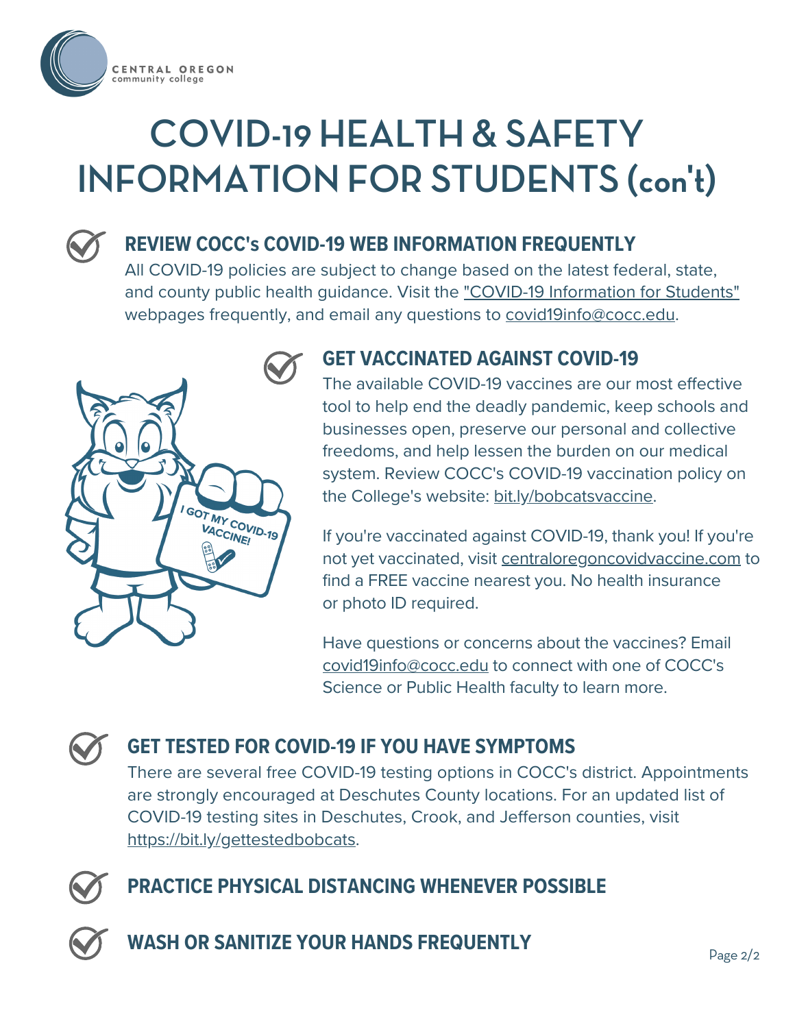# COVID-19 HEALTH & SAFETY INFORMATION FOR STUDENTS (con't)

## REVIEW COCC's COVID-19 WEB INFORMATION FREQUENTLY

All COVID-19 policies are subject to change based on the latest federal, state, and county public health guidance. Visit the "COVID-19 Information for Students" webpages frequently, and email any questions to covid19info@cocc.edu.

## GET VACCINATED AGAINST COVID-19

The available COVID-19 vaccines are our most effective tool to help end the deadly pandemic, keep schools and businesses open, preserve our personal and collective freedoms, and help lessen the burden on our medical system. Review COCC's COVID-19 vaccination policy on the College's website: bit.ly/bobcatsvaccine.

If you're vaccinated against COVID-19, thank you! If you're not yet vaccinated, visit centraloregoncovidvaccine.com to find a FREE vaccine nearest you. No health insurance or photo ID required.

Have questions or concerns about the vaccines? Email covid19info@cocc.edu to connect with one of COCC's Science or Public Health faculty to learn more.

## GET TESTED FOR COVID-19 IF YOU HAVE SYMPTOMS

There are several free COVID-19 testing options in COCC's district. Appointments are strongly encouraged at Deschutes County locations. For an updated list of COVID-19 testing sites in Deschutes, Crook, and Jefferson counties, visit https://bit.ly/gettestedbobcats.

## PRACTICE PHYSICAL DISTANCING WHENEVER POSSIBLE

## WASH OR SANITIZE YOUR HANDS FREQUENTLY